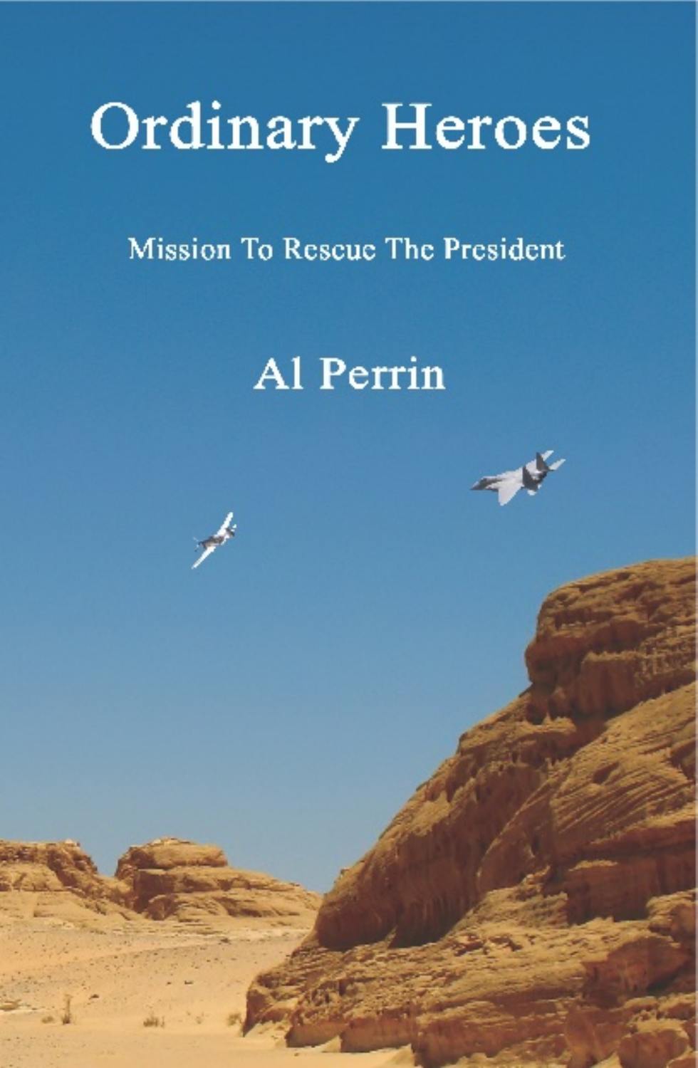# Ordinary Heroes

Mission To Rescue The President

Al Perrin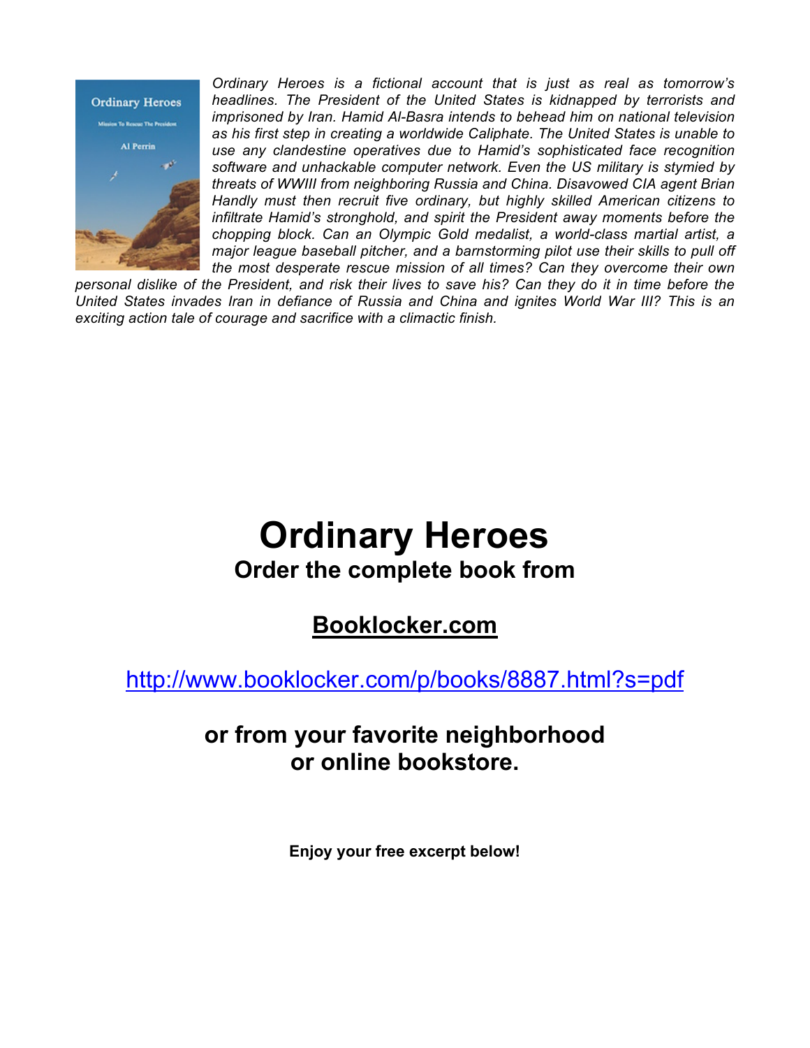*Ordinary Heroes is a fictional account that is just as real as tomorrow's headlines. The President of the United States is kidnapped by terrorists and imprisoned by Iran. Hamid Al-Basra intends to behead him on national television as his first step in creating a worldwide Caliphate. The United States is unable to use any clandestine operatives due to Hamid's sophisticated face recognition software and unhackable computer network. Even the US military is stymied by threats of WWIII from neighboring Russia and China. Disavowed CIA agent Brian Handly must then recruit five ordinary, but highly skilled American citizens to infiltrate Hamid's stronghold, and spirit the President away moments before the chopping block. Can an Olympic Gold medalist, a world-class martial artist, a major league baseball pitcher, and a barnstorming pilot use their skills to pull off the most desperate rescue mission of all times? Can they overcome their own personal dislike of the President, and risk their lives to save his? Can they do it in time before the United States invades Iran in defiance of Russia and China and ignites World War III? This is an exciting action tale of courage and sacrifice with a climactic finish.*

# Ordinary Heroes

## Order the complete book from

## [Booklocker.com](http://www.booklocker.com/p/books/8887.html?s=pdf)

http://www.booklocker.com/p/books/8887.html?s=pdf

## or from your favorite neighborhood or online bookstore.

**Enjoy your free excerpt below!**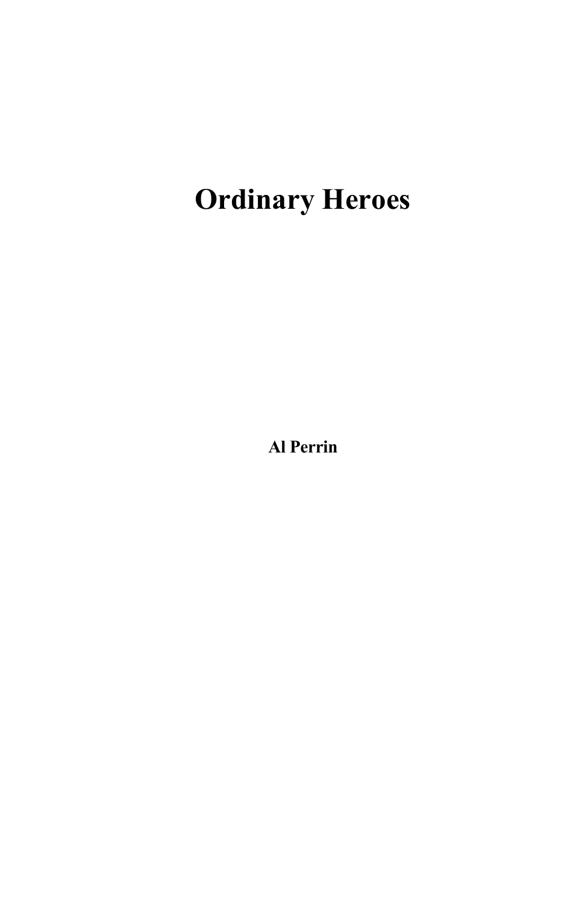# Ordinary Heroes

**Al Perrin**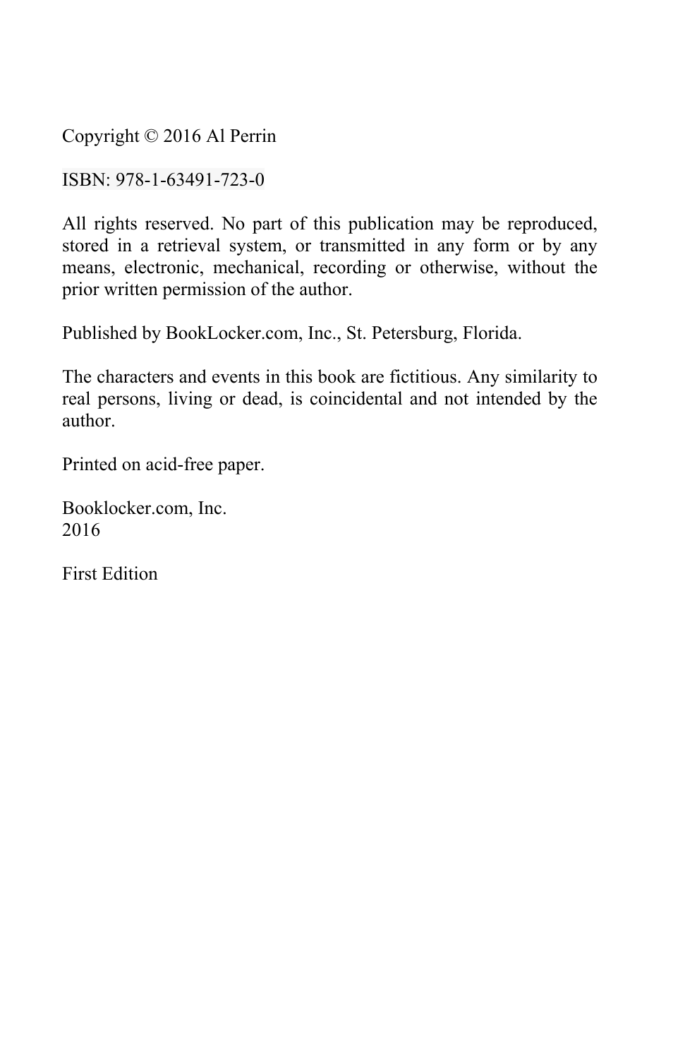Copyright © 2016 Al Perrin

ISBN: 978-1-63491-723-0

All rights reserved. No part of this publication may be reproduced, stored in a retrieval system, or transmitted in any form or by any means, electronic, mechanical, recording or otherwise, without the prior written permission of the author.

Published by BookLocker.com, Inc., St. Petersburg, Florida.

The characters and events in this book are fictitious. Any similarity to real persons, living or dead, is coincidental and not intended by the author.

Printed on acid-free paper.

Booklocker.com, Inc.
2016

First Edition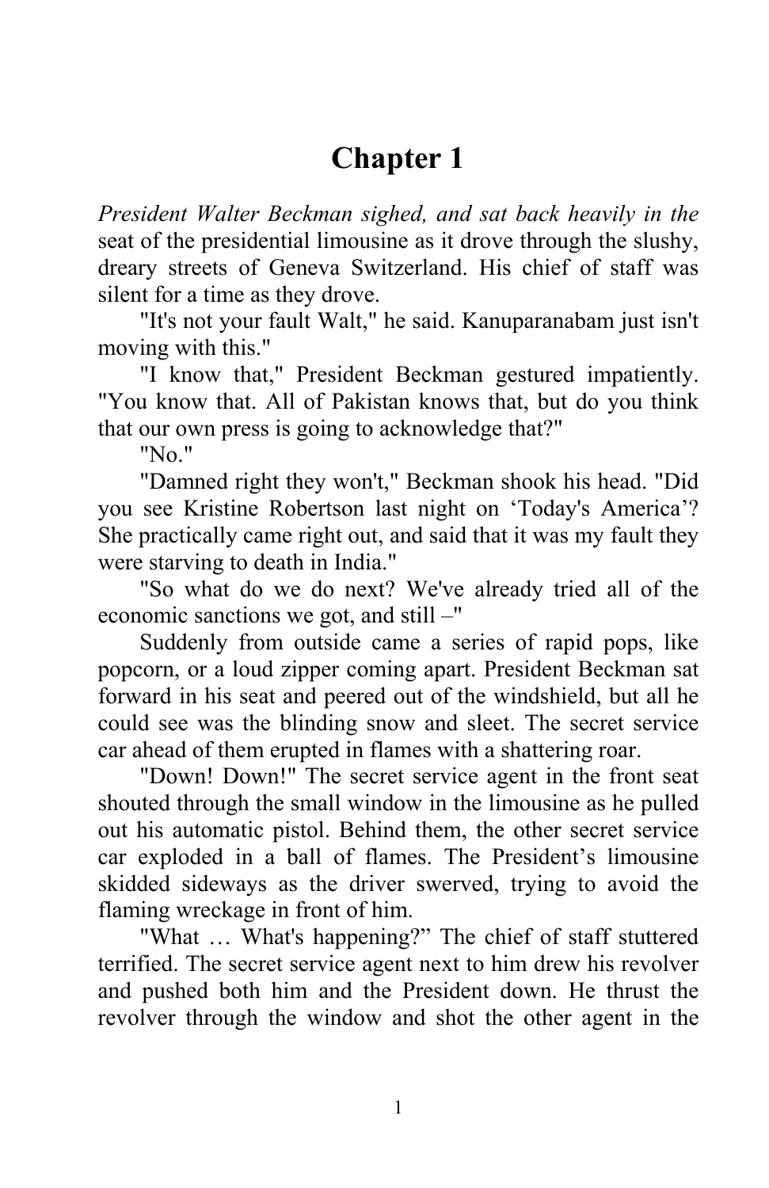# Chapter 1

*President Walter Beckman sighed, and sat back heavily in the* seat of the presidential limousine as it drove through the slushy, dreary streets of Geneva Switzerland. His chief of staff was silent for a time as they drove.

"It's not your fault Walt," he said. Kanuparanabam just isn't moving with this."

"I know that," President Beckman gestured impatiently. "You know that. All of Pakistan knows that, but do you think that our own press is going to acknowledge that?"

"No."

"Damned right they won't," Beckman shook his head. "Did you see Kristine Robertson last night on 'Today's America'? She practically came right out, and said that it was my fault they were starving to death in India."

"So what do we do next? We've already tried all of the economic sanctions we got, and still –"

Suddenly from outside came a series of rapid pops, like popcorn, or a loud zipper coming apart. President Beckman sat forward in his seat and peered out of the windshield, but all he could see was the blinding snow and sleet. The secret service car ahead of them erupted in flames with a shattering roar.

"Down! Down!" The secret service agent in the front seat shouted through the small window in the limousine as he pulled out his automatic pistol. Behind them, the other secret service car exploded in a ball of flames. The President's limousine skidded sideways as the driver swerved, trying to avoid the flaming wreckage in front of him.

"What … What's happening?" The chief of staff stuttered terrified. The secret service agent next to him drew his revolver and pushed both him and the President down. He thrust the revolver through the window and shot the other agent in the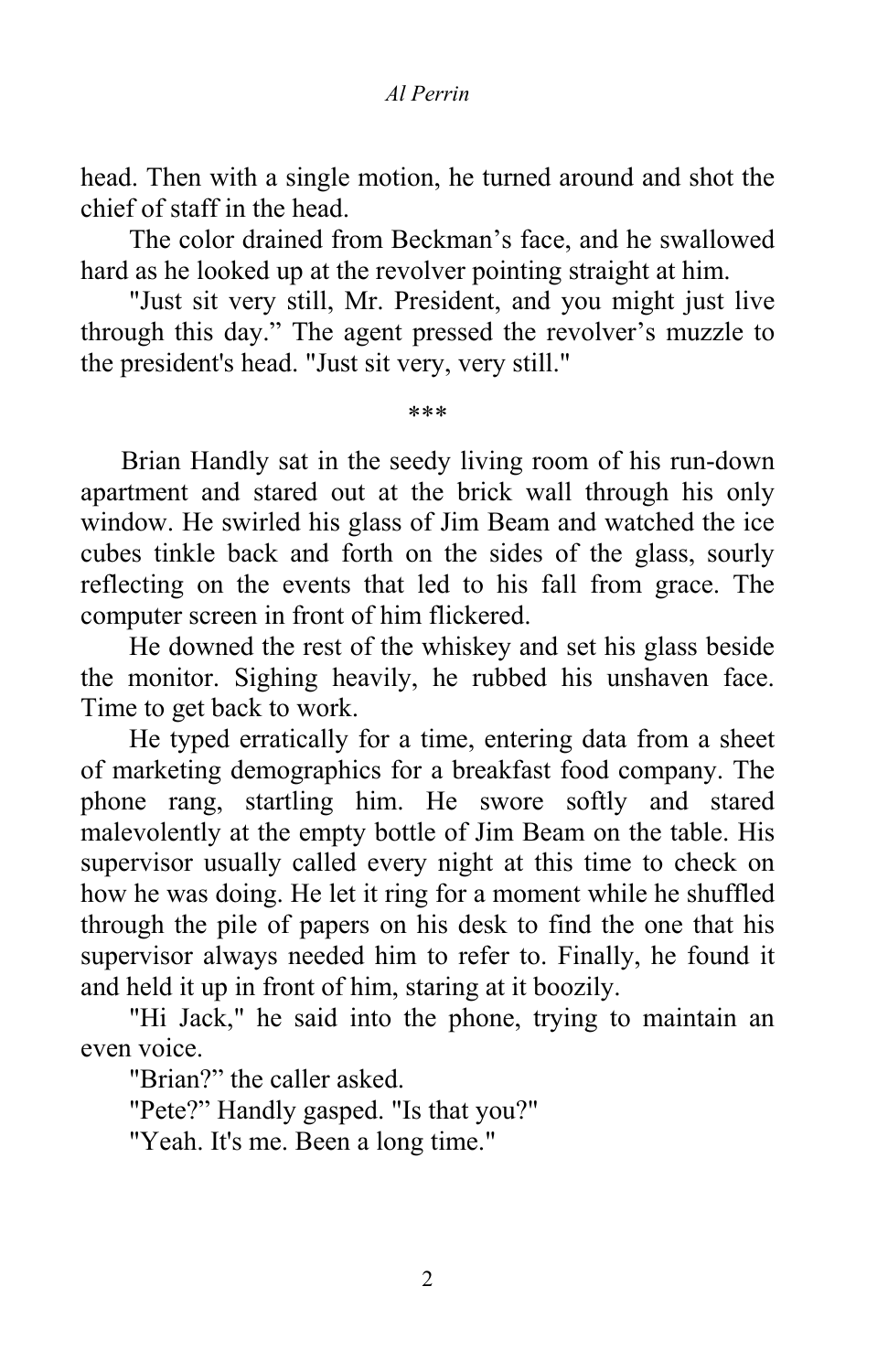head. Then with a single motion, he turned around and shot the chief of staff in the head.

The color drained from Beckman's face, and he swallowed hard as he looked up at the revolver pointing straight at him.

"Just sit very still, Mr. President, and you might just live through this day." The agent pressed the revolver's muzzle to the president's head. "Just sit very, very still."

***

Brian Handly sat in the seedy living room of his run-down apartment and stared out at the brick wall through his only window. He swirled his glass of Jim Beam and watched the ice cubes tinkle back and forth on the sides of the glass, sourly reflecting on the events that led to his fall from grace. The computer screen in front of him flickered.

He downed the rest of the whiskey and set his glass beside the monitor. Sighing heavily, he rubbed his unshaven face. Time to get back to work.

He typed erratically for a time, entering data from a sheet of marketing demographics for a breakfast food company. The phone rang, startling him. He swore softly and stared malevolently at the empty bottle of Jim Beam on the table. His supervisor usually called every night at this time to check on how he was doing. He let it ring for a moment while he shuffled through the pile of papers on his desk to find the one that his supervisor always needed him to refer to. Finally, he found it and held it up in front of him, staring at it boozily.

"Hi Jack," he said into the phone, trying to maintain an even voice.

"Brian?" the caller asked.

"Pete?" Handly gasped. "Is that you?"

"Yeah. It's me. Been a long time."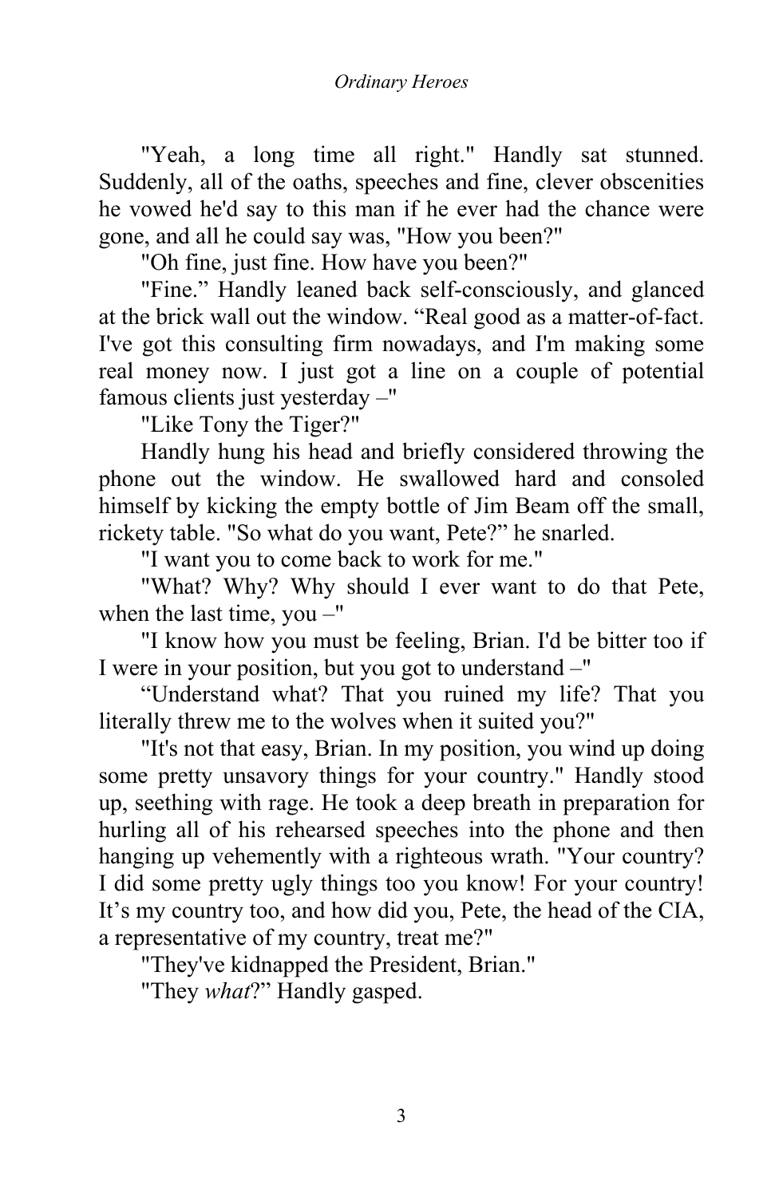"Yeah, a long time all right." Handly sat stunned. Suddenly, all of the oaths, speeches and fine, clever obscenities he vowed he'd say to this man if he ever had the chance were gone, and all he could say was, "How you been?"

"Oh fine, just fine. How have you been?"

"Fine." Handly leaned back self-consciously, and glanced at the brick wall out the window. "Real good as a matter-of-fact. I've got this consulting firm nowadays, and I'm making some real money now. I just got a line on a couple of potential famous clients just yesterday –"

"Like Tony the Tiger?"

Handly hung his head and briefly considered throwing the phone out the window. He swallowed hard and consoled himself by kicking the empty bottle of Jim Beam off the small, rickety table. "So what do you want, Pete?" he snarled.

"I want you to come back to work for me."

"What? Why? Why should I ever want to do that Pete, when the last time, you –"

"I know how you must be feeling, Brian. I'd be bitter too if I were in your position, but you got to understand –"

"Understand what? That you ruined my life? That you literally threw me to the wolves when it suited you?"

"It's not that easy, Brian. In my position, you wind up doing some pretty unsavory things for your country." Handly stood up, seething with rage. He took a deep breath in preparation for hurling all of his rehearsed speeches into the phone and then hanging up vehemently with a righteous wrath. "Your country? I did some pretty ugly things too you know! For your country! It's my country too, and how did you, Pete, the head of the CIA, a representative of my country, treat me?"

"They've kidnapped the President, Brian."

"They *what*?" Handly gasped.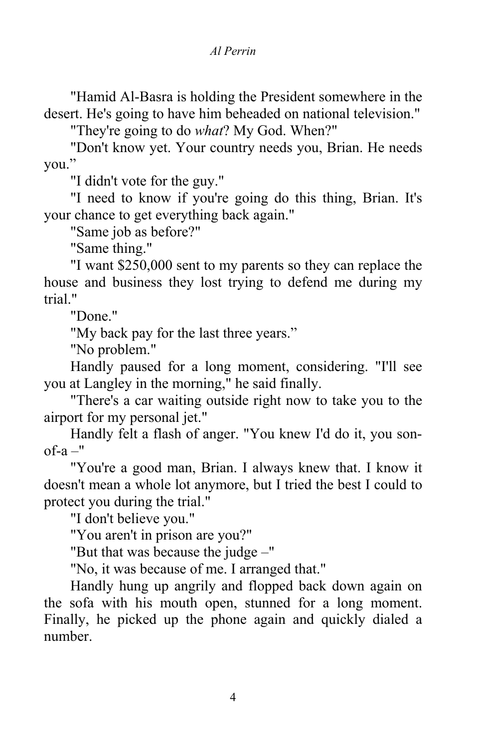"Hamid Al-Basra is holding the President somewhere in the desert. He's going to have him beheaded on national television."

"They're going to do *what*? My God. When?"

"Don't know yet. Your country needs you, Brian. He needs you."

"I didn't vote for the guy."

"I need to know if you're going do this thing, Brian. It's your chance to get everything back again."

"Same job as before?"

"Same thing."

"I want $250,000 sent to my parents so they can replace the house and business they lost trying to defend me during my trial."

"Done."

"My back pay for the last three years."

"No problem."

Handly paused for a long moment, considering. "I'll see you at Langley in the morning," he said finally.

"There's a car waiting outside right now to take you to the airport for my personal jet."

Handly felt a flash of anger. "You knew I'd do it, you son-of-a –"

"You're a good man, Brian. I always knew that. I know it doesn't mean a whole lot anymore, but I tried the best I could to protect you during the trial."

"I don't believe you."

"You aren't in prison are you?"

"But that was because the judge –"

"No, it was because of me. I arranged that."

Handly hung up angrily and flopped back down again on the sofa with his mouth open, stunned for a long moment. Finally, he picked up the phone again and quickly dialed a number.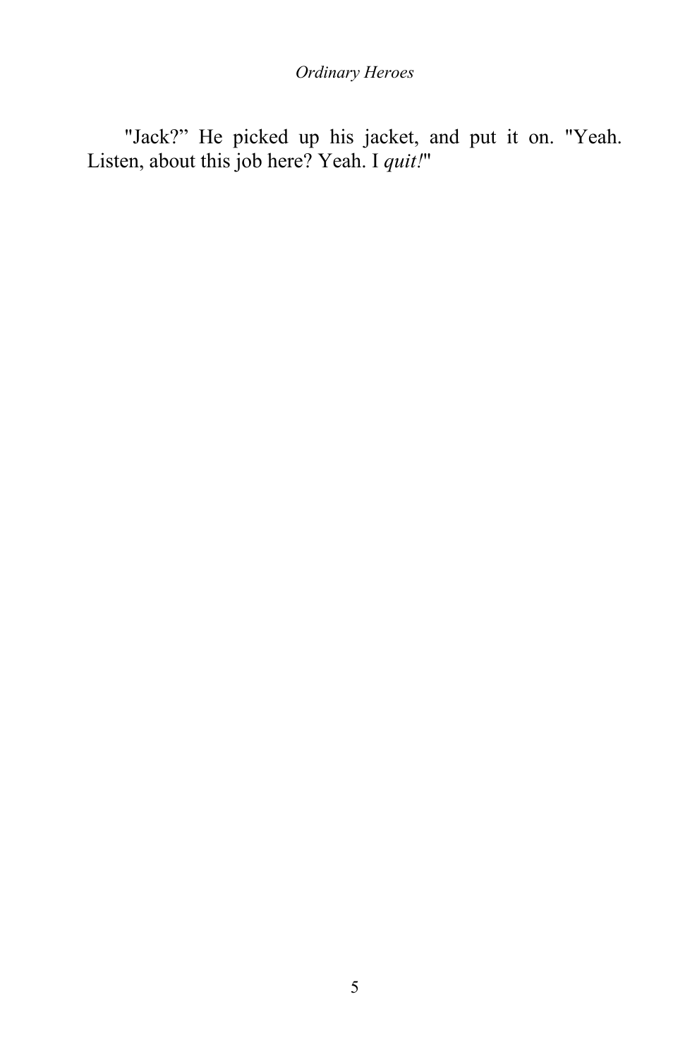"Jack?" He picked up his jacket, and put it on. "Yeah. Listen, about this job here? Yeah. I *quit!*"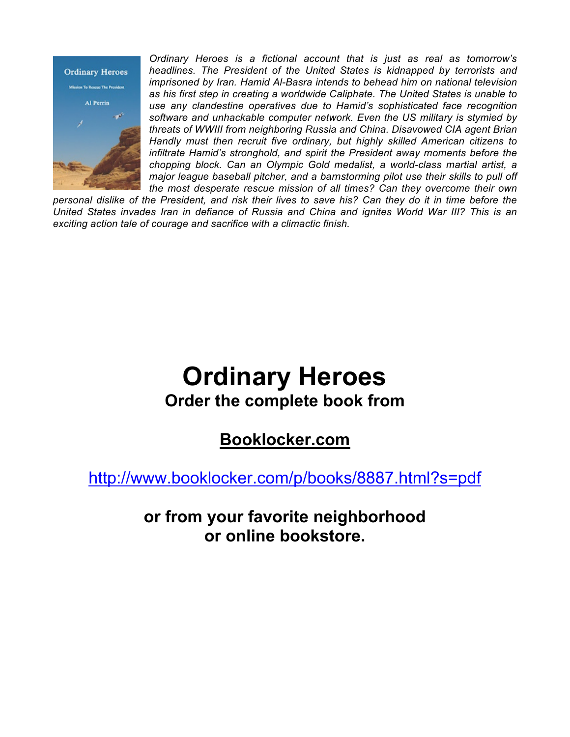*Ordinary Heroes is a fictional account that is just as real as tomorrow's headlines. The President of the United States is kidnapped by terrorists and imprisoned by Iran. Hamid Al-Basra intends to behead him on national television as his first step in creating a worldwide Caliphate. The United States is unable to use any clandestine operatives due to Hamid's sophisticated face recognition software and unhackable computer network. Even the US military is stymied by threats of WWIII from neighboring Russia and China. Disavowed CIA agent Brian Handly must then recruit five ordinary, but highly skilled American citizens to infiltrate Hamid's stronghold, and spirit the President away moments before the chopping block. Can an Olympic Gold medalist, a world-class martial artist, a major league baseball pitcher, and a barnstorming pilot use their skills to pull off the most desperate rescue mission of all times? Can they overcome their own personal dislike of the President, and risk their lives to save his? Can they do it in time before the United States invades Iran in defiance of Russia and China and ignites World War III? This is an exciting action tale of courage and sacrifice with a climactic finish.*

# Ordinary Heroes

**Order the complete book from**

**Booklocker.com**

http://www.booklocker.com/p/books/8887.html?s=pdf

**or from your favorite neighborhood or online bookstore.**